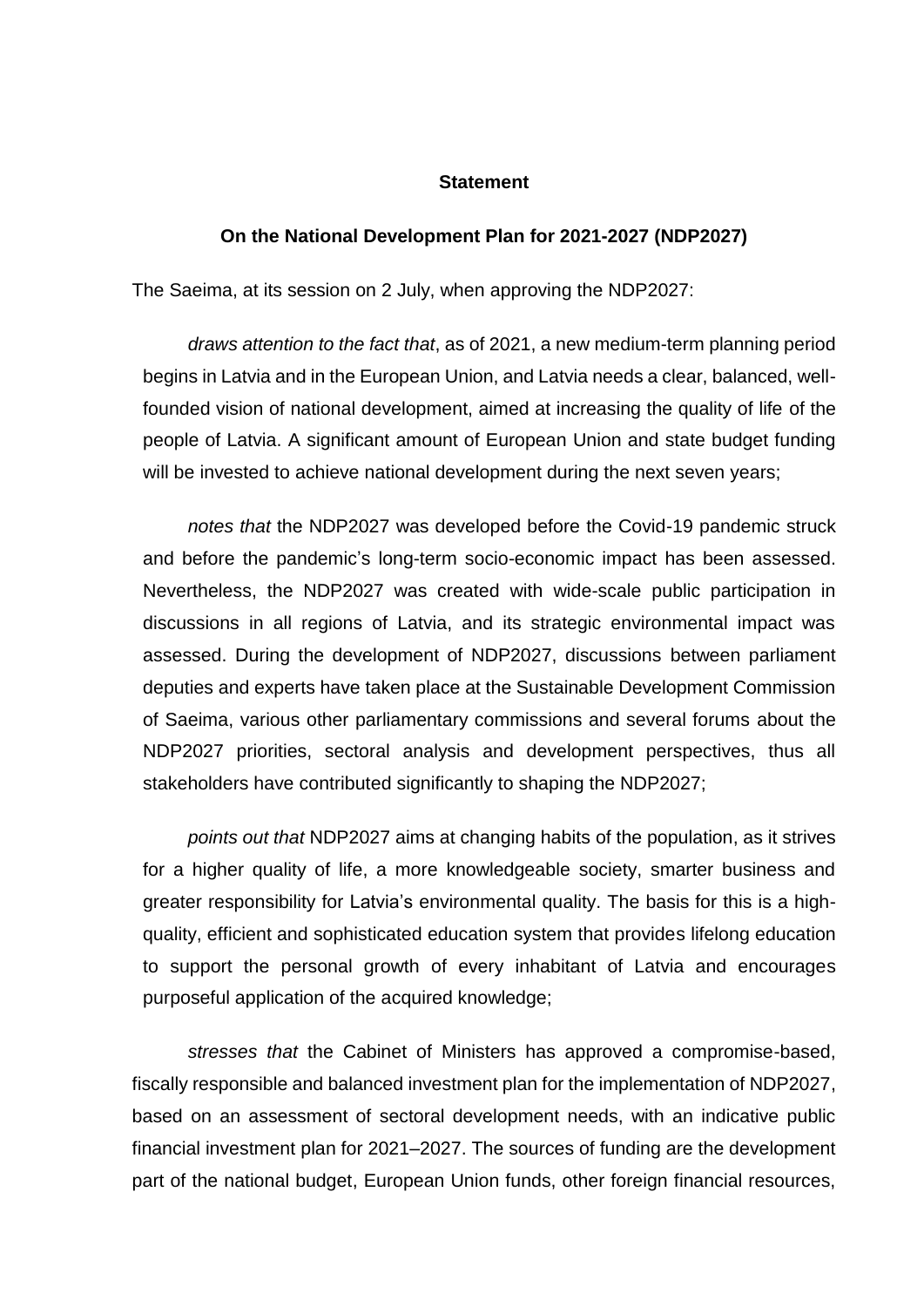**Statement**

**On the National Development Plan for 2021-2027 (NDP2027)**

The Saeima, at its session on 2 July, when approving the NDP2027:

*draws attention to the fact that*, as of 2021, a new medium-term planning period begins in Latvia and in the European Union, and Latvia needs a clear, balanced, well-founded vision of national development, aimed at increasing the quality of life of the people of Latvia. A significant amount of European Union and state budget funding will be invested to achieve national development during the next seven years;

*notes that* the NDP2027 was developed before the Covid-19 pandemic struck and before the pandemic's long-term socio-economic impact has been assessed. Nevertheless, the NDP2027 was created with wide-scale public participation in discussions in all regions of Latvia, and its strategic environmental impact was assessed. During the development of NDP2027, discussions between parliament deputies and experts have taken place at the Sustainable Development Commission of Saeima, various other parliamentary commissions and several forums about the NDP2027 priorities, sectoral analysis and development perspectives, thus all stakeholders have contributed significantly to shaping the NDP2027;

*points out that* NDP2027 aims at changing habits of the population, as it strives for a higher quality of life, a more knowledgeable society, smarter business and greater responsibility for Latvia's environmental quality. The basis for this is a high-quality, efficient and sophisticated education system that provides lifelong education to support the personal growth of every inhabitant of Latvia and encourages purposeful application of the acquired knowledge;

*stresses that* the Cabinet of Ministers has approved a compromise-based, fiscally responsible and balanced investment plan for the implementation of NDP2027, based on an assessment of sectoral development needs, with an indicative public financial investment plan for 2021–2027. The sources of funding are the development part of the national budget, European Union funds, other foreign financial resources,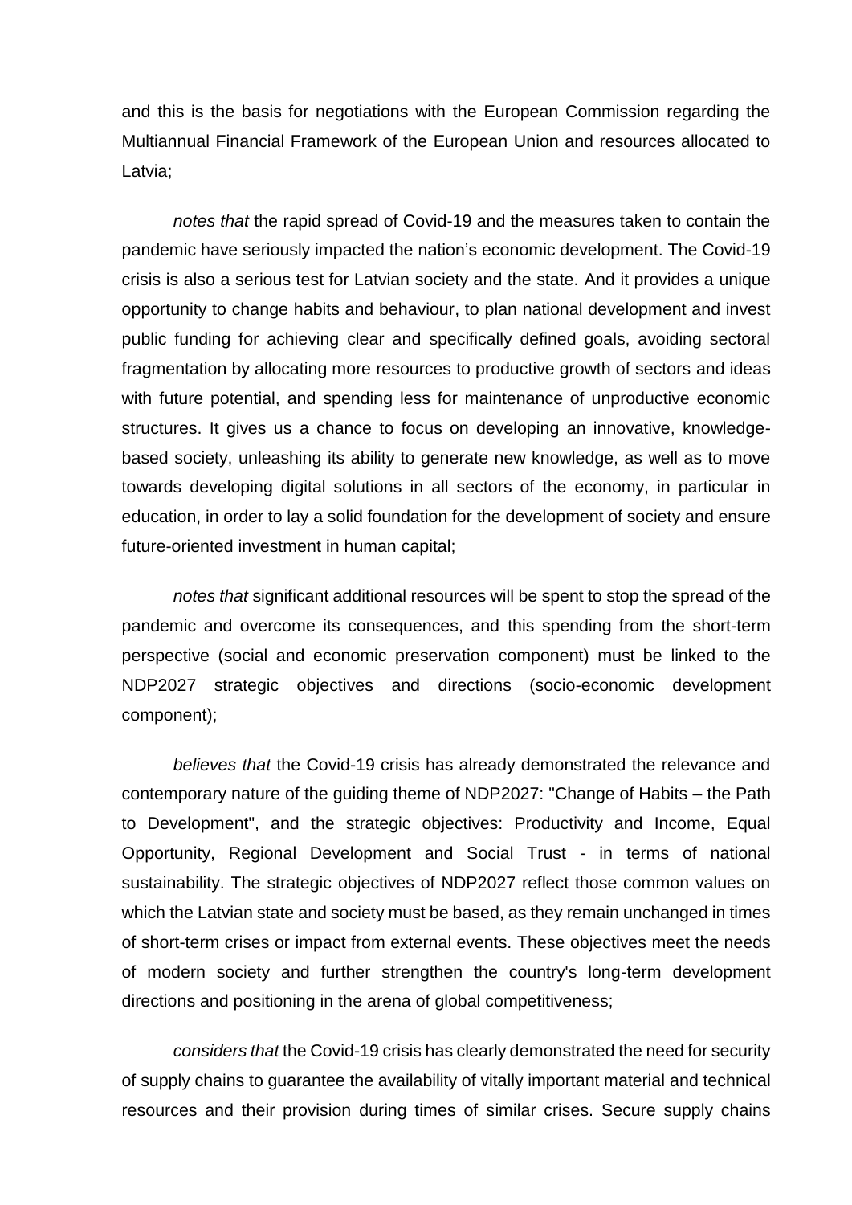and this is the basis for negotiations with the European Commission regarding the Multiannual Financial Framework of the European Union and resources allocated to Latvia;

*notes that* the rapid spread of Covid-19 and the measures taken to contain the pandemic have seriously impacted the nation's economic development. The Covid-19 crisis is also a serious test for Latvian society and the state. And it provides a unique opportunity to change habits and behaviour, to plan national development and invest public funding for achieving clear and specifically defined goals, avoiding sectoral fragmentation by allocating more resources to productive growth of sectors and ideas with future potential, and spending less for maintenance of unproductive economic structures. It gives us a chance to focus on developing an innovative, knowledge-based society, unleashing its ability to generate new knowledge, as well as to move towards developing digital solutions in all sectors of the economy, in particular in education, in order to lay a solid foundation for the development of society and ensure future-oriented investment in human capital;

*notes that* significant additional resources will be spent to stop the spread of the pandemic and overcome its consequences, and this spending from the short-term perspective (social and economic preservation component) must be linked to the NDP2027 strategic objectives and directions (socio-economic development component);

*believes that* the Covid-19 crisis has already demonstrated the relevance and contemporary nature of the guiding theme of NDP2027: "Change of Habits – the Path to Development", and the strategic objectives: Productivity and Income, Equal Opportunity, Regional Development and Social Trust - in terms of national sustainability. The strategic objectives of NDP2027 reflect those common values on which the Latvian state and society must be based, as they remain unchanged in times of short-term crises or impact from external events. These objectives meet the needs of modern society and further strengthen the country's long-term development directions and positioning in the arena of global competitiveness;

*considers that* the Covid-19 crisis has clearly demonstrated the need for security of supply chains to guarantee the availability of vitally important material and technical resources and their provision during times of similar crises. Secure supply chains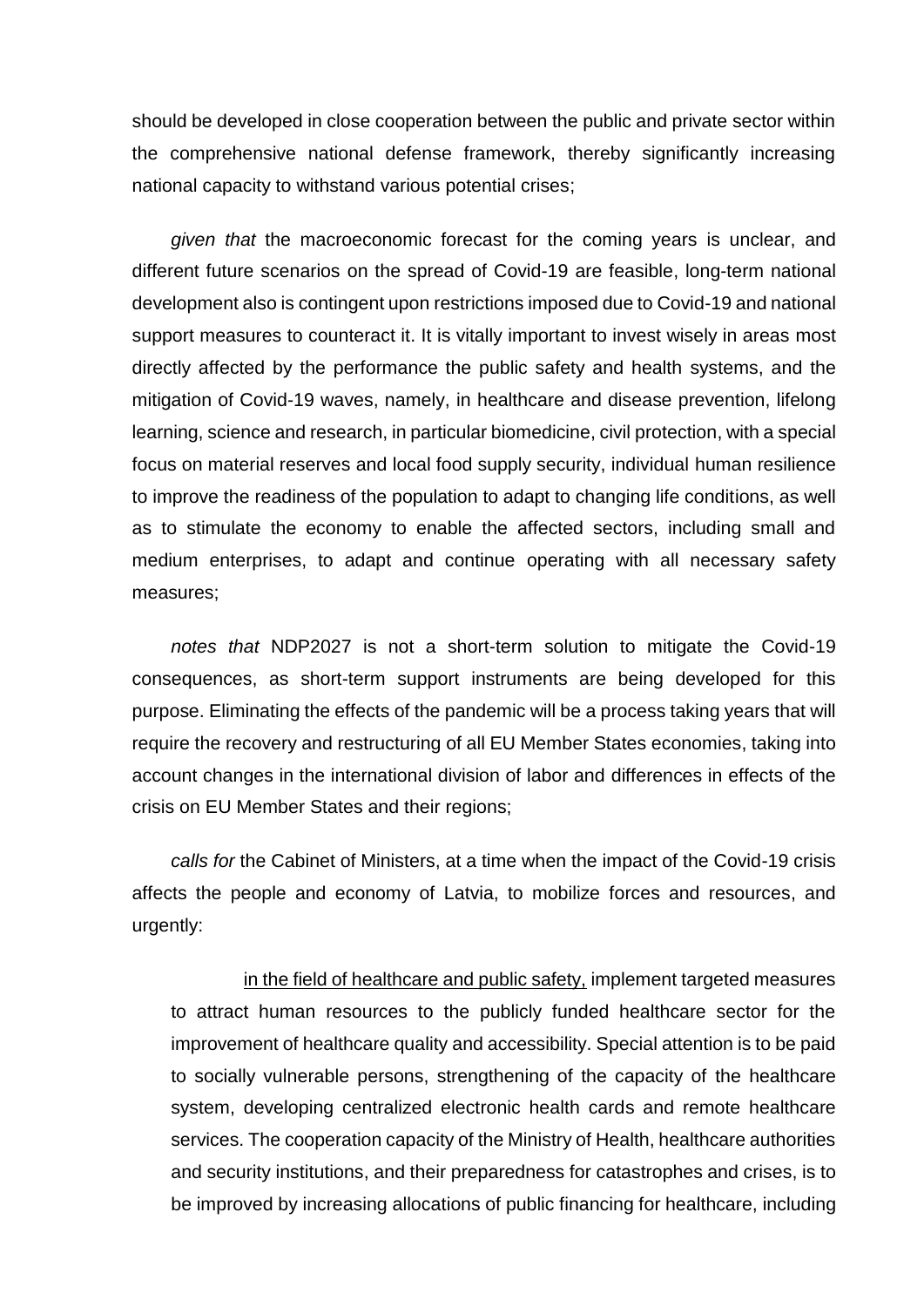should be developed in close cooperation between the public and private sector within the comprehensive national defense framework, thereby significantly increasing national capacity to withstand various potential crises;

*given that* the macroeconomic forecast for the coming years is unclear, and different future scenarios on the spread of Covid-19 are feasible, long-term national development also is contingent upon restrictions imposed due to Covid-19 and national support measures to counteract it. It is vitally important to invest wisely in areas most directly affected by the performance the public safety and health systems, and the mitigation of Covid-19 waves, namely, in healthcare and disease prevention, lifelong learning, science and research, in particular biomedicine, civil protection, with a special focus on material reserves and local food supply security, individual human resilience to improve the readiness of the population to adapt to changing life conditions, as well as to stimulate the economy to enable the affected sectors, including small and medium enterprises, to adapt and continue operating with all necessary safety measures;

*notes that* NDP2027 is not a short-term solution to mitigate the Covid-19 consequences, as short-term support instruments are being developed for this purpose. Eliminating the effects of the pandemic will be a process taking years that will require the recovery and restructuring of all EU Member States economies, taking into account changes in the international division of labor and differences in effects of the crisis on EU Member States and their regions;

*calls for* the Cabinet of Ministers, at a time when the impact of the Covid-19 crisis affects the people and economy of Latvia, to mobilize forces and resources, and urgently:

<u>in the field of healthcare and public safety,</u> implement targeted measures to attract human resources to the publicly funded healthcare sector for the improvement of healthcare quality and accessibility. Special attention is to be paid to socially vulnerable persons, strengthening of the capacity of the healthcare system, developing centralized electronic health cards and remote healthcare services. The cooperation capacity of the Ministry of Health, healthcare authorities and security institutions, and their preparedness for catastrophes and crises, is to be improved by increasing allocations of public financing for healthcare, including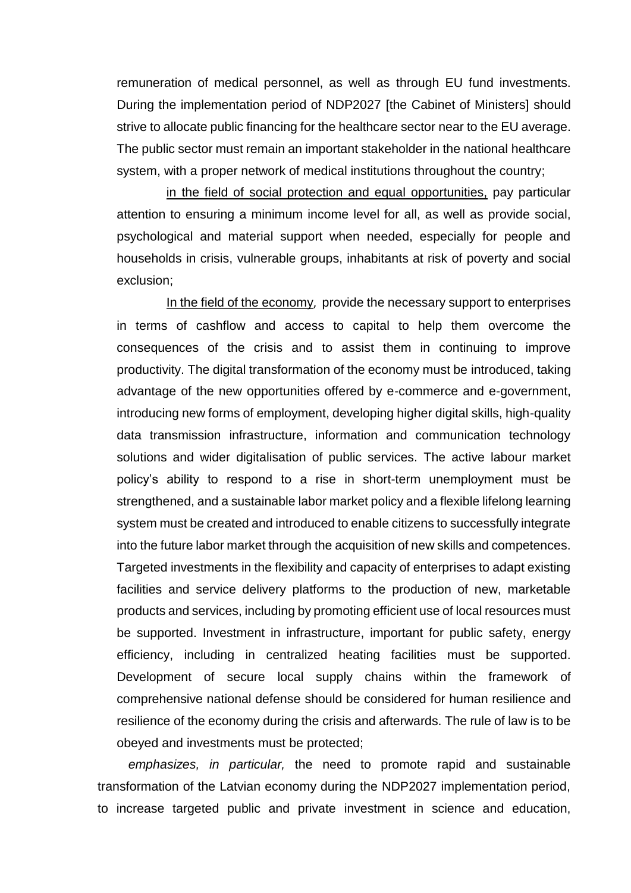remuneration of medical personnel, as well as through EU fund investments. During the implementation period of NDP2027 [the Cabinet of Ministers] should strive to allocate public financing for the healthcare sector near to the EU average. The public sector must remain an important stakeholder in the national healthcare system, with a proper network of medical institutions throughout the country;

<u>in the field of social protection and equal opportunities,</u> pay particular attention to ensuring a minimum income level for all, as well as provide social, psychological and material support when needed, especially for people and households in crisis, vulnerable groups, inhabitants at risk of poverty and social exclusion;

<u>In the field of the economy</u>, provide the necessary support to enterprises in terms of cashflow and access to capital to help them overcome the consequences of the crisis and to assist them in continuing to improve productivity. The digital transformation of the economy must be introduced, taking advantage of the new opportunities offered by e-commerce and e-government, introducing new forms of employment, developing higher digital skills, high-quality data transmission infrastructure, information and communication technology solutions and wider digitalisation of public services. The active labour market policy's ability to respond to a rise in short-term unemployment must be strengthened, and a sustainable labor market policy and a flexible lifelong learning system must be created and introduced to enable citizens to successfully integrate into the future labor market through the acquisition of new skills and competences. Targeted investments in the flexibility and capacity of enterprises to adapt existing facilities and service delivery platforms to the production of new, marketable products and services, including by promoting efficient use of local resources must be supported. Investment in infrastructure, important for public safety, energy efficiency, including in centralized heating facilities must be supported. Development of secure local supply chains within the framework of comprehensive national defense should be considered for human resilience and resilience of the economy during the crisis and afterwards. The rule of law is to be obeyed and investments must be protected;

*emphasizes, in particular,* the need to promote rapid and sustainable transformation of the Latvian economy during the NDP2027 implementation period, to increase targeted public and private investment in science and education,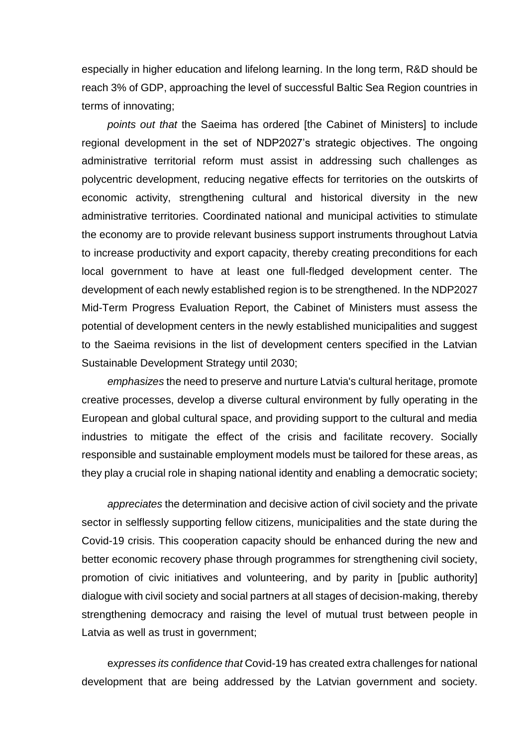especially in higher education and lifelong learning. In the long term, R&D should be reach 3% of GDP, approaching the level of successful Baltic Sea Region countries in terms of innovating;

*points out that* the Saeima has ordered [the Cabinet of Ministers] to include regional development in the set of NDP2027's strategic objectives. The ongoing administrative territorial reform must assist in addressing such challenges as polycentric development, reducing negative effects for territories on the outskirts of economic activity, strengthening cultural and historical diversity in the new administrative territories. Coordinated national and municipal activities to stimulate the economy are to provide relevant business support instruments throughout Latvia to increase productivity and export capacity, thereby creating preconditions for each local government to have at least one full-fledged development center. The development of each newly established region is to be strengthened. In the NDP2027 Mid-Term Progress Evaluation Report, the Cabinet of Ministers must assess the potential of development centers in the newly established municipalities and suggest to the Saeima revisions in the list of development centers specified in the Latvian Sustainable Development Strategy until 2030;

*emphasizes* the need to preserve and nurture Latvia's cultural heritage, promote creative processes, develop a diverse cultural environment by fully operating in the European and global cultural space, and providing support to the cultural and media industries to mitigate the effect of the crisis and facilitate recovery. Socially responsible and sustainable employment models must be tailored for these areas, as they play a crucial role in shaping national identity and enabling a democratic society;

*appreciates* the determination and decisive action of civil society and the private sector in selflessly supporting fellow citizens, municipalities and the state during the Covid-19 crisis. This cooperation capacity should be enhanced during the new and better economic recovery phase through programmes for strengthening civil society, promotion of civic initiatives and volunteering, and by parity in [public authority] dialogue with civil society and social partners at all stages of decision-making, thereby strengthening democracy and raising the level of mutual trust between people in Latvia as well as trust in government;

*expresses its confidence that* Covid-19 has created extra challenges for national development that are being addressed by the Latvian government and society.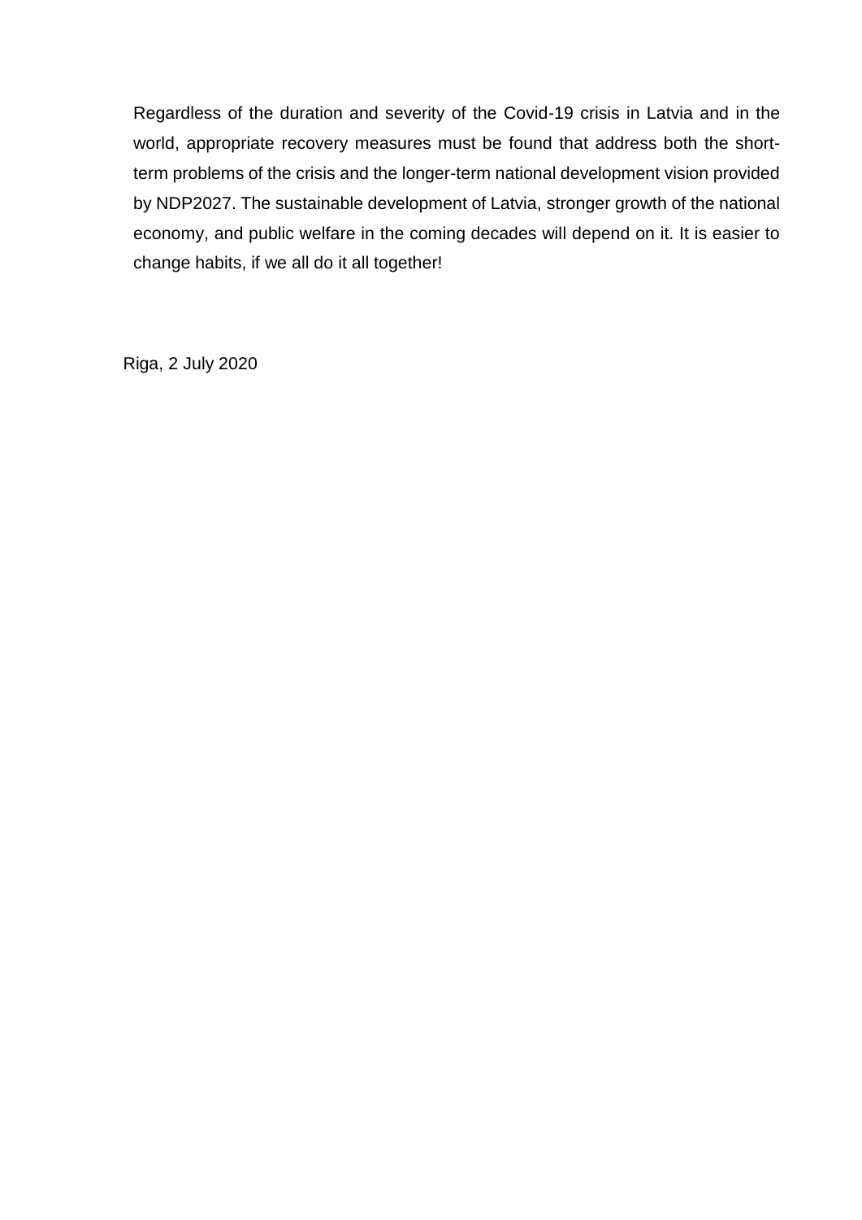Regardless of the duration and severity of the Covid-19 crisis in Latvia and in the world, appropriate recovery measures must be found that address both the short-term problems of the crisis and the longer-term national development vision provided by NDP2027. The sustainable development of Latvia, stronger growth of the national economy, and public welfare in the coming decades will depend on it. It is easier to change habits, if we all do it all together!

Riga, 2 July 2020